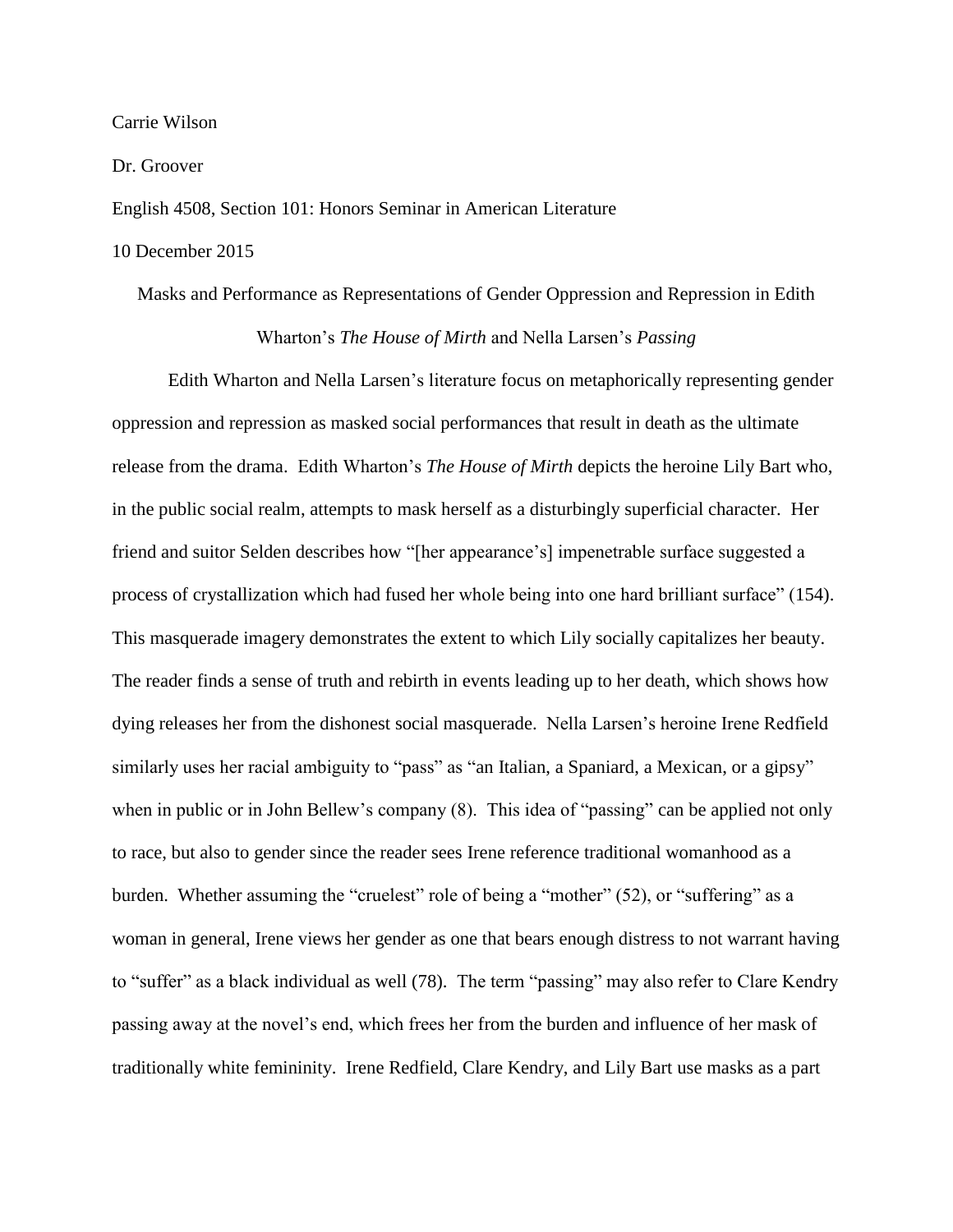Carrie Wilson

Dr. Groover

English 4508, Section 101: Honors Seminar in American Literature

10 December 2015

Masks and Performance as Representations of Gender Oppression and Repression in Edith Wharton's *The House of Mirth* and Nella Larsen's *Passing*

Edith Wharton and Nella Larsen's literature focus on metaphorically representing gender oppression and repression as masked social performances that result in death as the ultimate release from the drama. Edith Wharton's *The House of Mirth* depicts the heroine Lily Bart who, in the public social realm, attempts to mask herself as a disturbingly superficial character. Her friend and suitor Selden describes how "[her appearance's] impenetrable surface suggested a process of crystallization which had fused her whole being into one hard brilliant surface" (154). This masquerade imagery demonstrates the extent to which Lily socially capitalizes her beauty. The reader finds a sense of truth and rebirth in events leading up to her death, which shows how dying releases her from the dishonest social masquerade. Nella Larsen's heroine Irene Redfield similarly uses her racial ambiguity to "pass" as "an Italian, a Spaniard, a Mexican, or a gipsy" when in public or in John Bellew's company (8). This idea of "passing" can be applied not only to race, but also to gender since the reader sees Irene reference traditional womanhood as a burden. Whether assuming the "cruelest" role of being a "mother" (52), or "suffering" as a woman in general, Irene views her gender as one that bears enough distress to not warrant having to "suffer" as a black individual as well (78). The term "passing" may also refer to Clare Kendry passing away at the novel's end, which frees her from the burden and influence of her mask of traditionally white femininity. Irene Redfield, Clare Kendry, and Lily Bart use masks as a part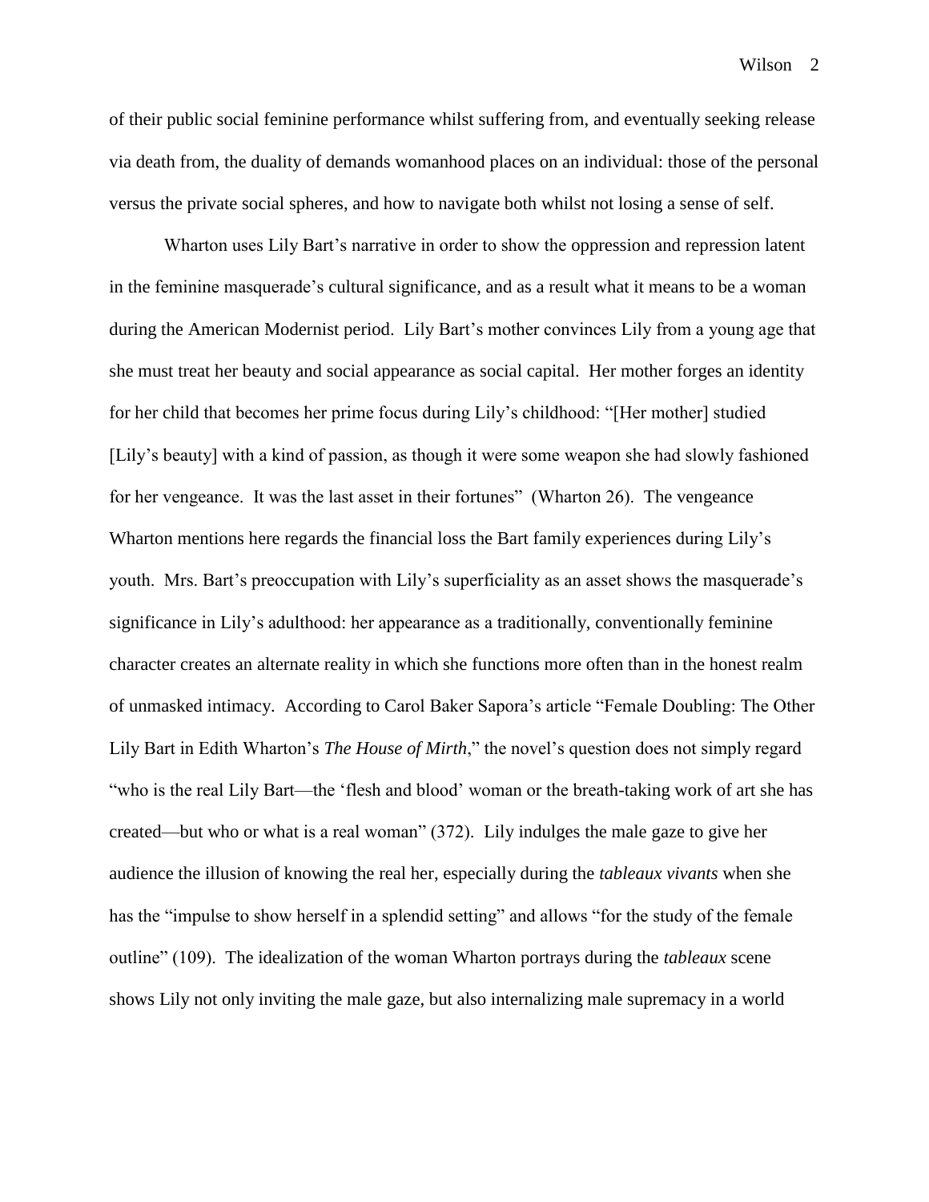of their public social feminine performance whilst suffering from, and eventually seeking release via death from, the duality of demands womanhood places on an individual: those of the personal versus the private social spheres, and how to navigate both whilst not losing a sense of self.

Wharton uses Lily Bart's narrative in order to show the oppression and repression latent in the feminine masquerade's cultural significance, and as a result what it means to be a woman during the American Modernist period. Lily Bart's mother convinces Lily from a young age that she must treat her beauty and social appearance as social capital. Her mother forges an identity for her child that becomes her prime focus during Lily's childhood: "[Her mother] studied [Lily's beauty] with a kind of passion, as though it were some weapon she had slowly fashioned for her vengeance. It was the last asset in their fortunes" (Wharton 26). The vengeance Wharton mentions here regards the financial loss the Bart family experiences during Lily's youth. Mrs. Bart's preoccupation with Lily's superficiality as an asset shows the masquerade's significance in Lily's adulthood: her appearance as a traditionally, conventionally feminine character creates an alternate reality in which she functions more often than in the honest realm of unmasked intimacy. According to Carol Baker Sapora's article "Female Doubling: The Other Lily Bart in Edith Wharton's *The House of Mirth*," the novel's question does not simply regard "who is the real Lily Bart—the 'flesh and blood' woman or the breath-taking work of art she has created—but who or what is a real woman" (372). Lily indulges the male gaze to give her audience the illusion of knowing the real her, especially during the *tableaux vivants* when she has the "impulse to show herself in a splendid setting" and allows "for the study of the female outline" (109). The idealization of the woman Wharton portrays during the *tableaux* scene shows Lily not only inviting the male gaze, but also internalizing male supremacy in a world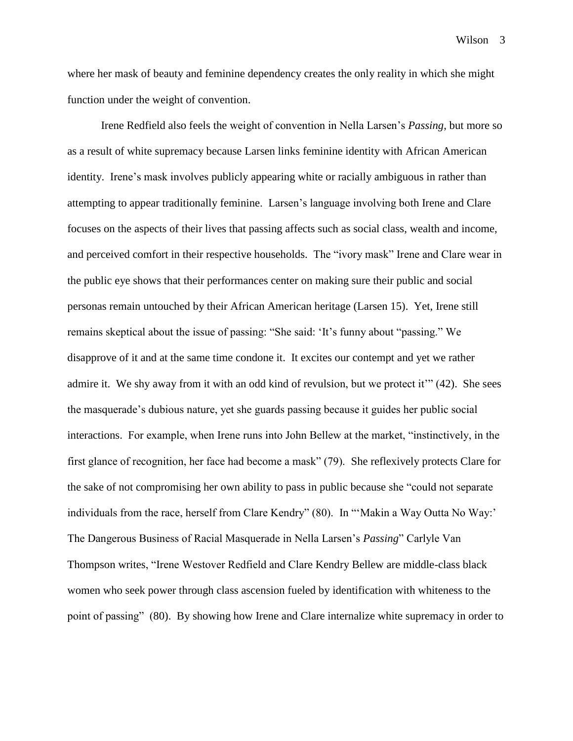where her mask of beauty and feminine dependency creates the only reality in which she might function under the weight of convention.

Irene Redfield also feels the weight of convention in Nella Larsen's *Passing*, but more so as a result of white supremacy because Larsen links feminine identity with African American identity. Irene's mask involves publicly appearing white or racially ambiguous in rather than attempting to appear traditionally feminine. Larsen's language involving both Irene and Clare focuses on the aspects of their lives that passing affects such as social class, wealth and income, and perceived comfort in their respective households. The "ivory mask" Irene and Clare wear in the public eye shows that their performances center on making sure their public and social personas remain untouched by their African American heritage (Larsen 15). Yet, Irene still remains skeptical about the issue of passing: "She said: 'It's funny about "passing." We disapprove of it and at the same time condone it. It excites our contempt and yet we rather admire it. We shy away from it with an odd kind of revulsion, but we protect it'" (42). She sees the masquerade's dubious nature, yet she guards passing because it guides her public social interactions. For example, when Irene runs into John Bellew at the market, "instinctively, in the first glance of recognition, her face had become a mask" (79). She reflexively protects Clare for the sake of not compromising her own ability to pass in public because she "could not separate individuals from the race, herself from Clare Kendry" (80). In "'Makin a Way Outta No Way:' The Dangerous Business of Racial Masquerade in Nella Larsen's *Passing*" Carlyle Van Thompson writes, "Irene Westover Redfield and Clare Kendry Bellew are middle-class black women who seek power through class ascension fueled by identification with whiteness to the point of passing" (80). By showing how Irene and Clare internalize white supremacy in order to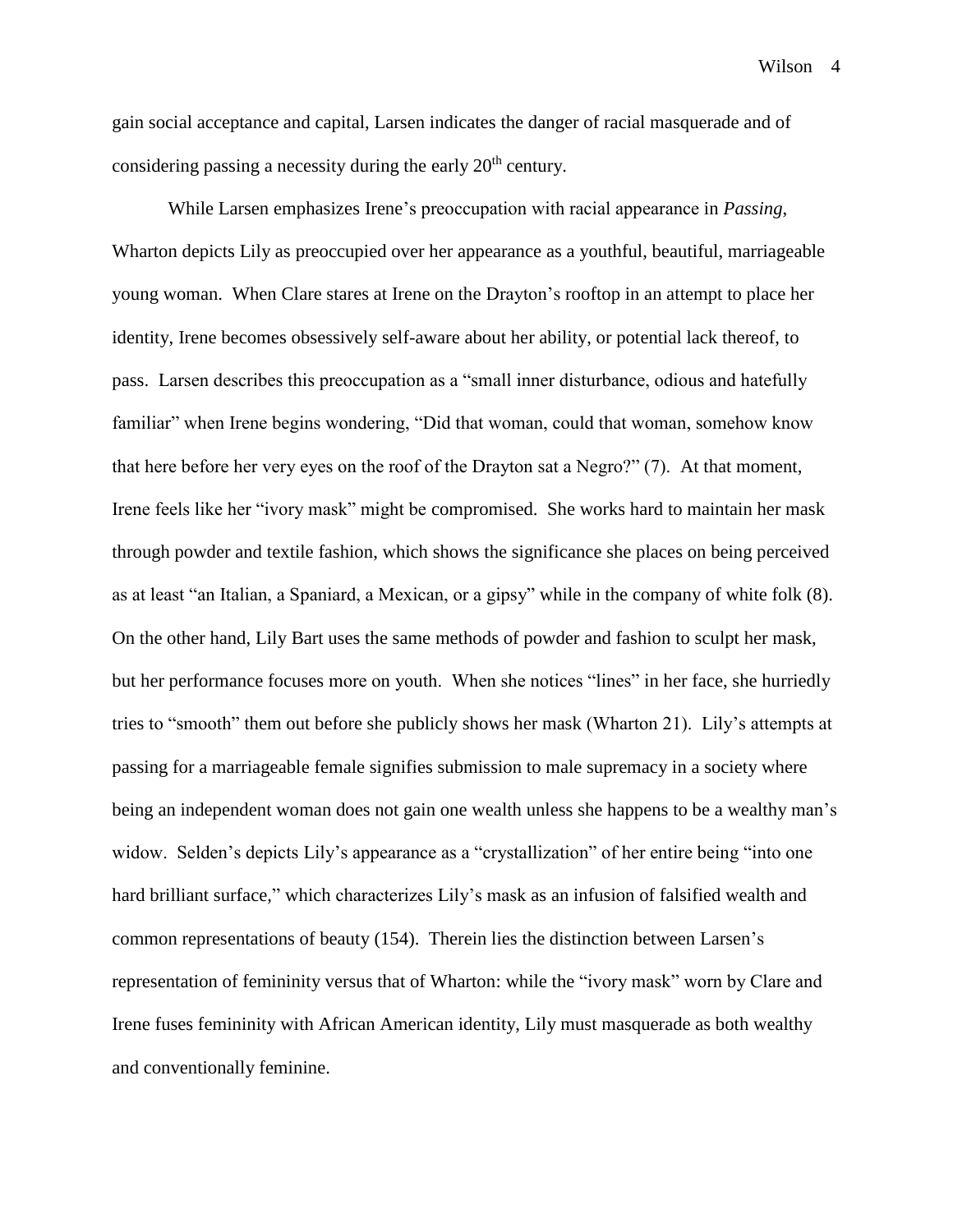gain social acceptance and capital, Larsen indicates the danger of racial masquerade and of considering passing a necessity during the early 20th century.

While Larsen emphasizes Irene's preoccupation with racial appearance in *Passing*, Wharton depicts Lily as preoccupied over her appearance as a youthful, beautiful, marriageable young woman. When Clare stares at Irene on the Drayton's rooftop in an attempt to place her identity, Irene becomes obsessively self-aware about her ability, or potential lack thereof, to pass. Larsen describes this preoccupation as a "small inner disturbance, odious and hatefully familiar" when Irene begins wondering, "Did that woman, could that woman, somehow know that here before her very eyes on the roof of the Drayton sat a Negro?" (7). At that moment, Irene feels like her "ivory mask" might be compromised. She works hard to maintain her mask through powder and textile fashion, which shows the significance she places on being perceived as at least "an Italian, a Spaniard, a Mexican, or a gipsy" while in the company of white folk (8). On the other hand, Lily Bart uses the same methods of powder and fashion to sculpt her mask, but her performance focuses more on youth. When she notices "lines" in her face, she hurriedly tries to "smooth" them out before she publicly shows her mask (Wharton 21). Lily's attempts at passing for a marriageable female signifies submission to male supremacy in a society where being an independent woman does not gain one wealth unless she happens to be a wealthy man's widow. Selden's depicts Lily's appearance as a "crystallization" of her entire being "into one hard brilliant surface," which characterizes Lily's mask as an infusion of falsified wealth and common representations of beauty (154). Therein lies the distinction between Larsen's representation of femininity versus that of Wharton: while the "ivory mask" worn by Clare and Irene fuses femininity with African American identity, Lily must masquerade as both wealthy and conventionally feminine.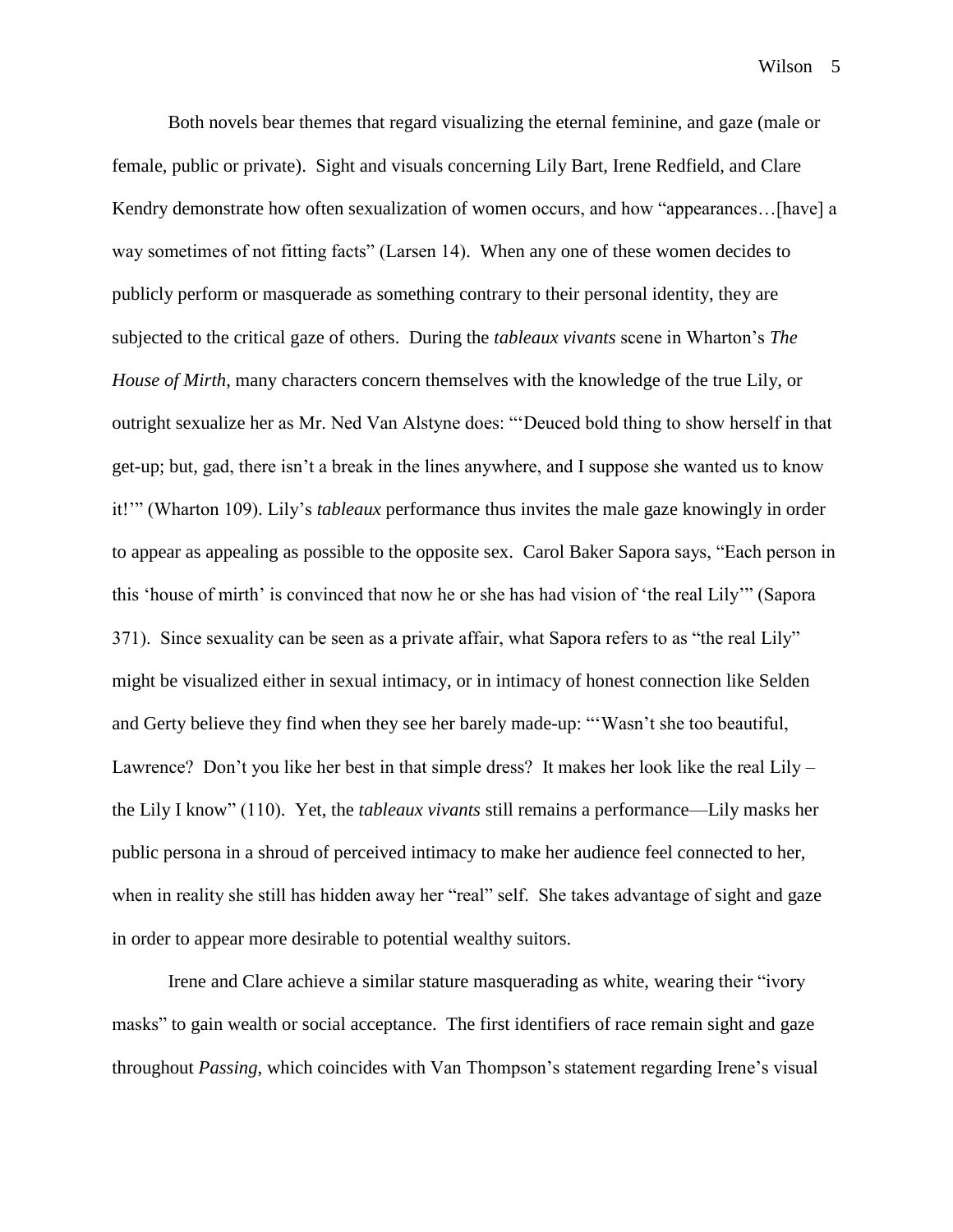Both novels bear themes that regard visualizing the eternal feminine, and gaze (male or female, public or private). Sight and visuals concerning Lily Bart, Irene Redfield, and Clare Kendry demonstrate how often sexualization of women occurs, and how "appearances…[have] a way sometimes of not fitting facts" (Larsen 14). When any one of these women decides to publicly perform or masquerade as something contrary to their personal identity, they are subjected to the critical gaze of others. During the *tableaux vivants* scene in Wharton's *The House of Mirth*, many characters concern themselves with the knowledge of the true Lily, or outright sexualize her as Mr. Ned Van Alstyne does: "'Deuced bold thing to show herself in that get-up; but, gad, there isn't a break in the lines anywhere, and I suppose she wanted us to know it!'" (Wharton 109). Lily's *tableaux* performance thus invites the male gaze knowingly in order to appear as appealing as possible to the opposite sex. Carol Baker Sapora says, "Each person in this 'house of mirth' is convinced that now he or she has had vision of 'the real Lily'" (Sapora 371). Since sexuality can be seen as a private affair, what Sapora refers to as "the real Lily" might be visualized either in sexual intimacy, or in intimacy of honest connection like Selden and Gerty believe they find when they see her barely made-up: "'Wasn't she too beautiful, Lawrence? Don't you like her best in that simple dress? It makes her look like the real Lily – the Lily I know" (110). Yet, the *tableaux vivants* still remains a performance—Lily masks her public persona in a shroud of perceived intimacy to make her audience feel connected to her, when in reality she still has hidden away her "real" self. She takes advantage of sight and gaze in order to appear more desirable to potential wealthy suitors.

Irene and Clare achieve a similar stature masquerading as white, wearing their "ivory masks" to gain wealth or social acceptance. The first identifiers of race remain sight and gaze throughout *Passing*, which coincides with Van Thompson's statement regarding Irene's visual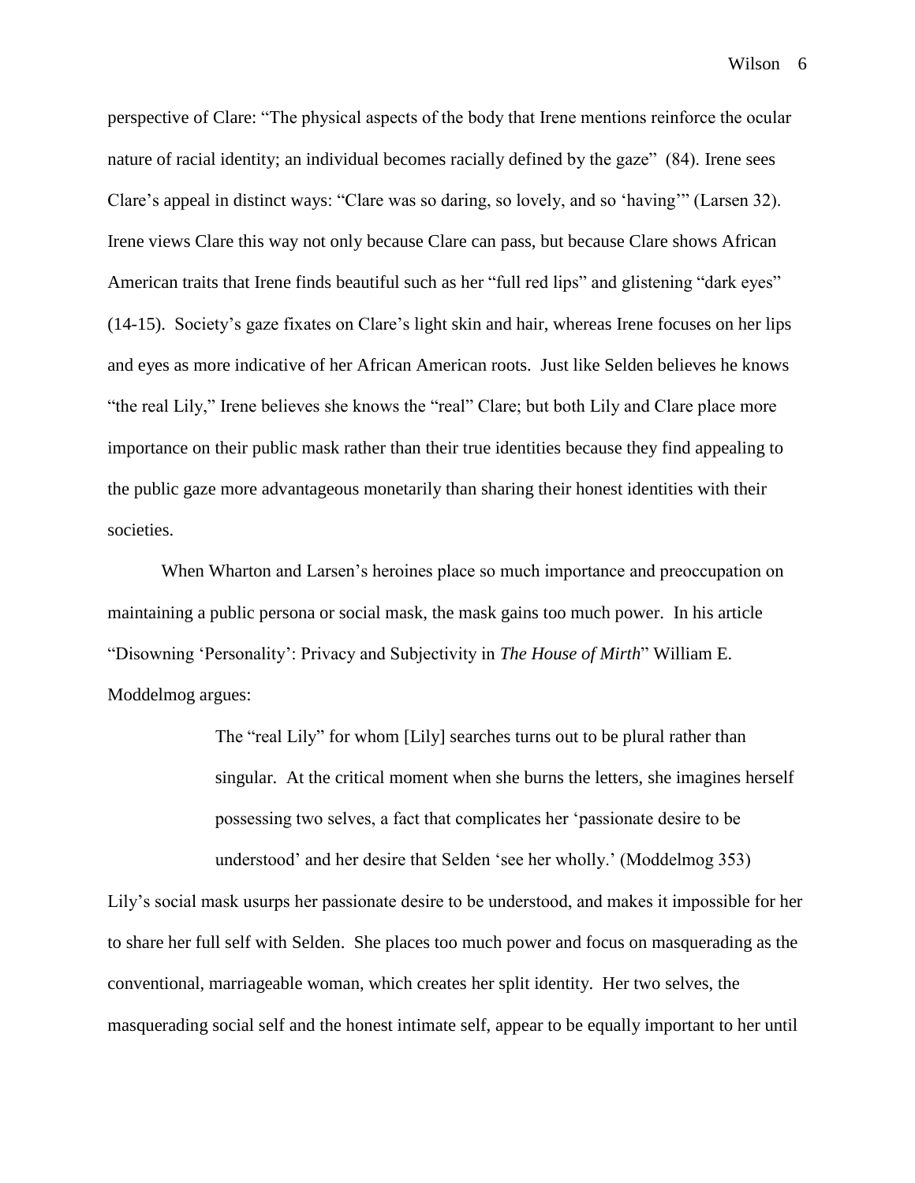perspective of Clare: "The physical aspects of the body that Irene mentions reinforce the ocular nature of racial identity; an individual becomes racially defined by the gaze" (84). Irene sees Clare's appeal in distinct ways: "Clare was so daring, so lovely, and so 'having'" (Larsen 32). Irene views Clare this way not only because Clare can pass, but because Clare shows African American traits that Irene finds beautiful such as her "full red lips" and glistening "dark eyes" (14-15). Society's gaze fixates on Clare's light skin and hair, whereas Irene focuses on her lips and eyes as more indicative of her African American roots. Just like Selden believes he knows "the real Lily," Irene believes she knows the "real" Clare; but both Lily and Clare place more importance on their public mask rather than their true identities because they find appealing to the public gaze more advantageous monetarily than sharing their honest identities with their societies.

When Wharton and Larsen's heroines place so much importance and preoccupation on maintaining a public persona or social mask, the mask gains too much power. In his article "Disowning 'Personality': Privacy and Subjectivity in *The House of Mirth*" William E. Moddelmog argues:

> The "real Lily" for whom [Lily] searches turns out to be plural rather than singular. At the critical moment when she burns the letters, she imagines herself possessing two selves, a fact that complicates her 'passionate desire to be understood' and her desire that Selden 'see her wholly.' (Moddelmog 353)

Lily's social mask usurps her passionate desire to be understood, and makes it impossible for her to share her full self with Selden. She places too much power and focus on masquerading as the conventional, marriageable woman, which creates her split identity. Her two selves, the masquerading social self and the honest intimate self, appear to be equally important to her until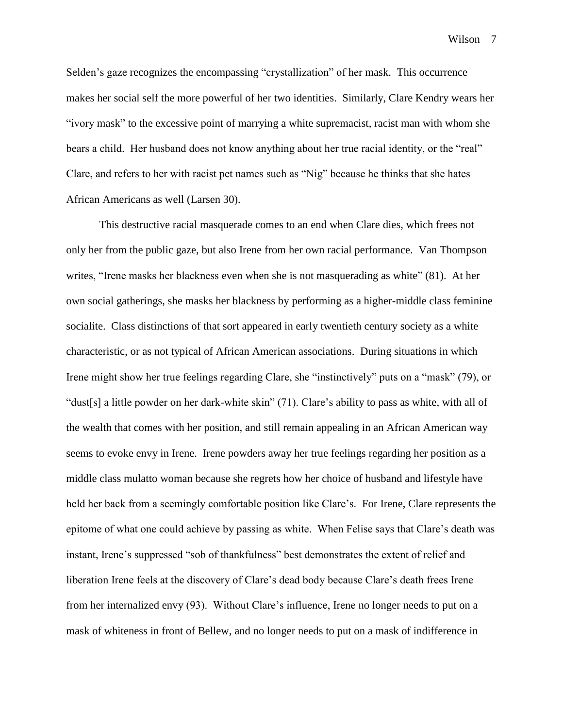Selden's gaze recognizes the encompassing "crystallization" of her mask. This occurrence makes her social self the more powerful of her two identities. Similarly, Clare Kendry wears her "ivory mask" to the excessive point of marrying a white supremacist, racist man with whom she bears a child. Her husband does not know anything about her true racial identity, or the "real" Clare, and refers to her with racist pet names such as "Nig" because he thinks that she hates African Americans as well (Larsen 30).

This destructive racial masquerade comes to an end when Clare dies, which frees not only her from the public gaze, but also Irene from her own racial performance. Van Thompson writes, "Irene masks her blackness even when she is not masquerading as white" (81). At her own social gatherings, she masks her blackness by performing as a higher-middle class feminine socialite. Class distinctions of that sort appeared in early twentieth century society as a white characteristic, or as not typical of African American associations. During situations in which Irene might show her true feelings regarding Clare, she "instinctively" puts on a "mask" (79), or "dust[s] a little powder on her dark-white skin" (71). Clare's ability to pass as white, with all of the wealth that comes with her position, and still remain appealing in an African American way seems to evoke envy in Irene. Irene powders away her true feelings regarding her position as a middle class mulatto woman because she regrets how her choice of husband and lifestyle have held her back from a seemingly comfortable position like Clare's. For Irene, Clare represents the epitome of what one could achieve by passing as white. When Felise says that Clare's death was instant, Irene's suppressed "sob of thankfulness" best demonstrates the extent of relief and liberation Irene feels at the discovery of Clare's dead body because Clare's death frees Irene from her internalized envy (93). Without Clare's influence, Irene no longer needs to put on a mask of whiteness in front of Bellew, and no longer needs to put on a mask of indifference in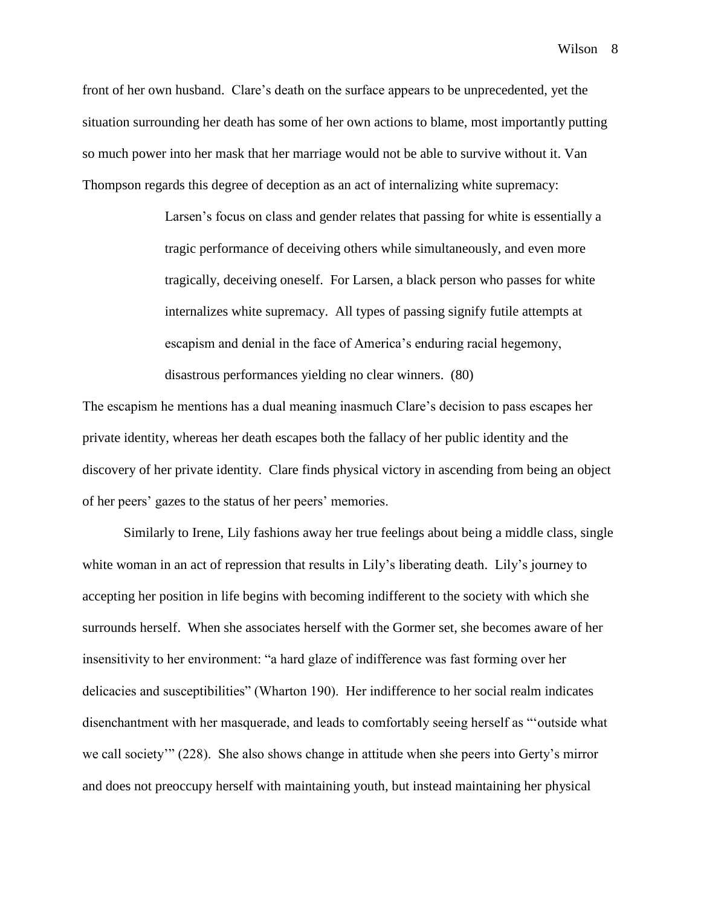front of her own husband. Clare's death on the surface appears to be unprecedented, yet the situation surrounding her death has some of her own actions to blame, most importantly putting so much power into her mask that her marriage would not be able to survive without it. Van Thompson regards this degree of deception as an act of internalizing white supremacy:

> Larsen's focus on class and gender relates that passing for white is essentially a tragic performance of deceiving others while simultaneously, and even more tragically, deceiving oneself. For Larsen, a black person who passes for white internalizes white supremacy. All types of passing signify futile attempts at escapism and denial in the face of America's enduring racial hegemony, disastrous performances yielding no clear winners. (80)

The escapism he mentions has a dual meaning inasmuch Clare's decision to pass escapes her private identity, whereas her death escapes both the fallacy of her public identity and the discovery of her private identity. Clare finds physical victory in ascending from being an object of her peers' gazes to the status of her peers' memories.

Similarly to Irene, Lily fashions away her true feelings about being a middle class, single white woman in an act of repression that results in Lily's liberating death. Lily's journey to accepting her position in life begins with becoming indifferent to the society with which she surrounds herself. When she associates herself with the Gormer set, she becomes aware of her insensitivity to her environment: "a hard glaze of indifference was fast forming over her delicacies and susceptibilities" (Wharton 190). Her indifference to her social realm indicates disenchantment with her masquerade, and leads to comfortably seeing herself as "'outside what we call society'" (228). She also shows change in attitude when she peers into Gerty's mirror and does not preoccupy herself with maintaining youth, but instead maintaining her physical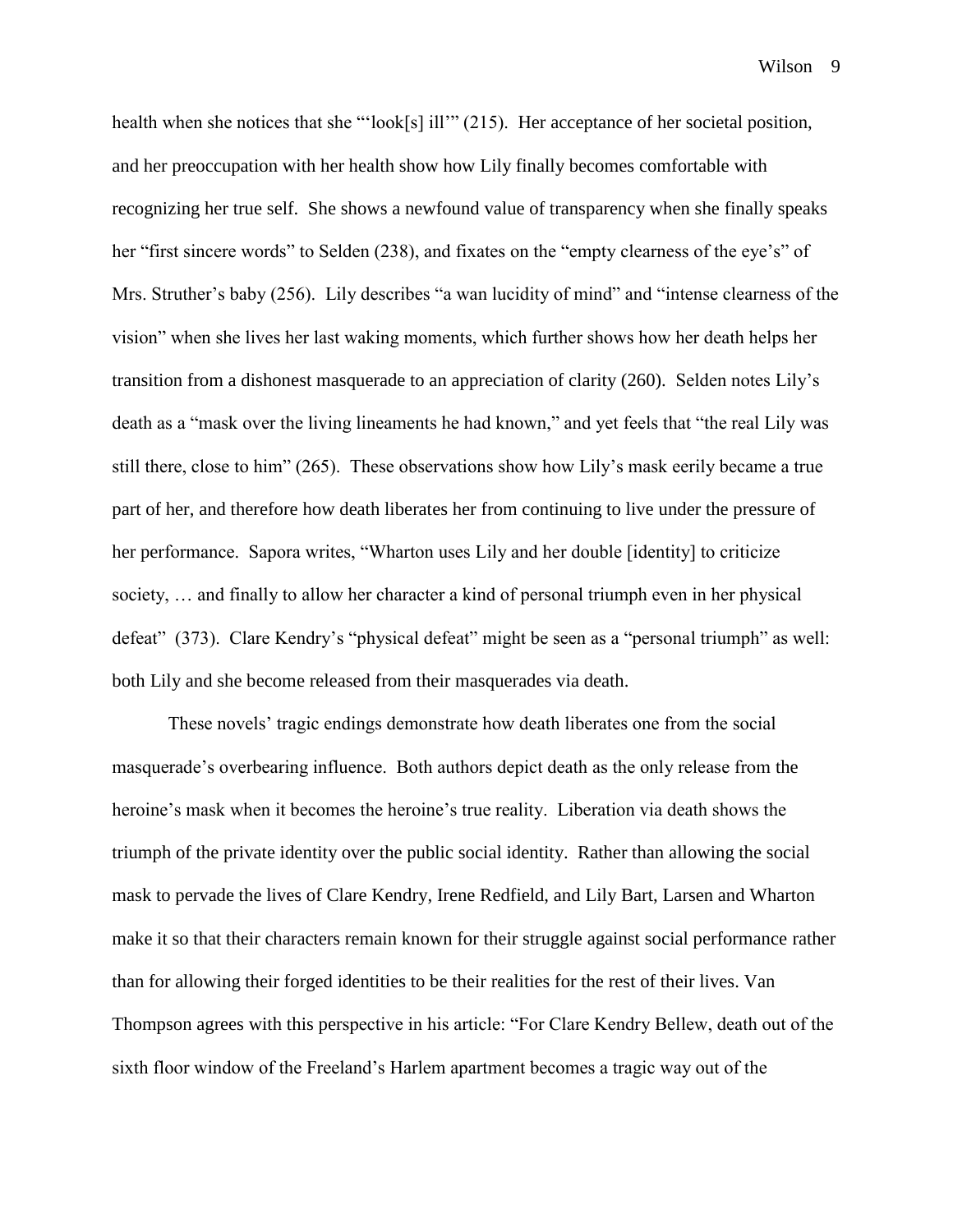health when she notices that she "'look[s] ill'" (215). Her acceptance of her societal position, and her preoccupation with her health show how Lily finally becomes comfortable with recognizing her true self. She shows a newfound value of transparency when she finally speaks her "first sincere words" to Selden (238), and fixates on the "empty clearness of the eye's" of Mrs. Struther's baby (256). Lily describes "a wan lucidity of mind" and "intense clearness of the vision" when she lives her last waking moments, which further shows how her death helps her transition from a dishonest masquerade to an appreciation of clarity (260). Selden notes Lily's death as a "mask over the living lineaments he had known," and yet feels that "the real Lily was still there, close to him" (265). These observations show how Lily's mask eerily became a true part of her, and therefore how death liberates her from continuing to live under the pressure of her performance. Sapora writes, "Wharton uses Lily and her double [identity] to criticize society, … and finally to allow her character a kind of personal triumph even in her physical defeat" (373). Clare Kendry's "physical defeat" might be seen as a "personal triumph" as well: both Lily and she become released from their masquerades via death.

These novels' tragic endings demonstrate how death liberates one from the social masquerade's overbearing influence. Both authors depict death as the only release from the heroine's mask when it becomes the heroine's true reality. Liberation via death shows the triumph of the private identity over the public social identity. Rather than allowing the social mask to pervade the lives of Clare Kendry, Irene Redfield, and Lily Bart, Larsen and Wharton make it so that their characters remain known for their struggle against social performance rather than for allowing their forged identities to be their realities for the rest of their lives. Van Thompson agrees with this perspective in his article: "For Clare Kendry Bellew, death out of the sixth floor window of the Freeland's Harlem apartment becomes a tragic way out of the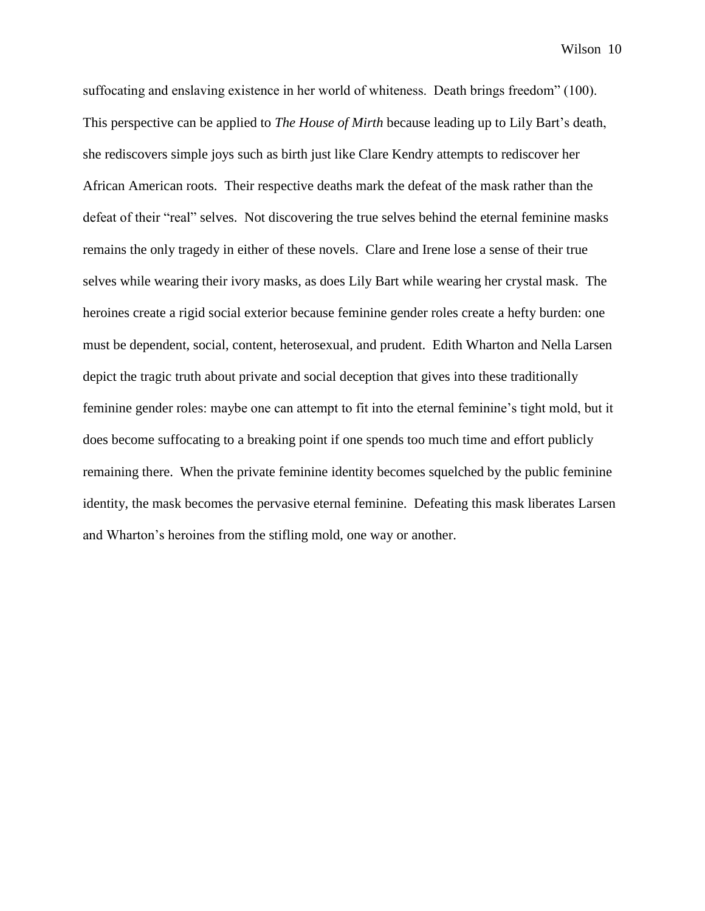suffocating and enslaving existence in her world of whiteness. Death brings freedom" (100). This perspective can be applied to *The House of Mirth* because leading up to Lily Bart's death, she rediscovers simple joys such as birth just like Clare Kendry attempts to rediscover her African American roots. Their respective deaths mark the defeat of the mask rather than the defeat of their "real" selves. Not discovering the true selves behind the eternal feminine masks remains the only tragedy in either of these novels. Clare and Irene lose a sense of their true selves while wearing their ivory masks, as does Lily Bart while wearing her crystal mask. The heroines create a rigid social exterior because feminine gender roles create a hefty burden: one must be dependent, social, content, heterosexual, and prudent. Edith Wharton and Nella Larsen depict the tragic truth about private and social deception that gives into these traditionally feminine gender roles: maybe one can attempt to fit into the eternal feminine's tight mold, but it does become suffocating to a breaking point if one spends too much time and effort publicly remaining there. When the private feminine identity becomes squelched by the public feminine identity, the mask becomes the pervasive eternal feminine. Defeating this mask liberates Larsen and Wharton's heroines from the stifling mold, one way or another.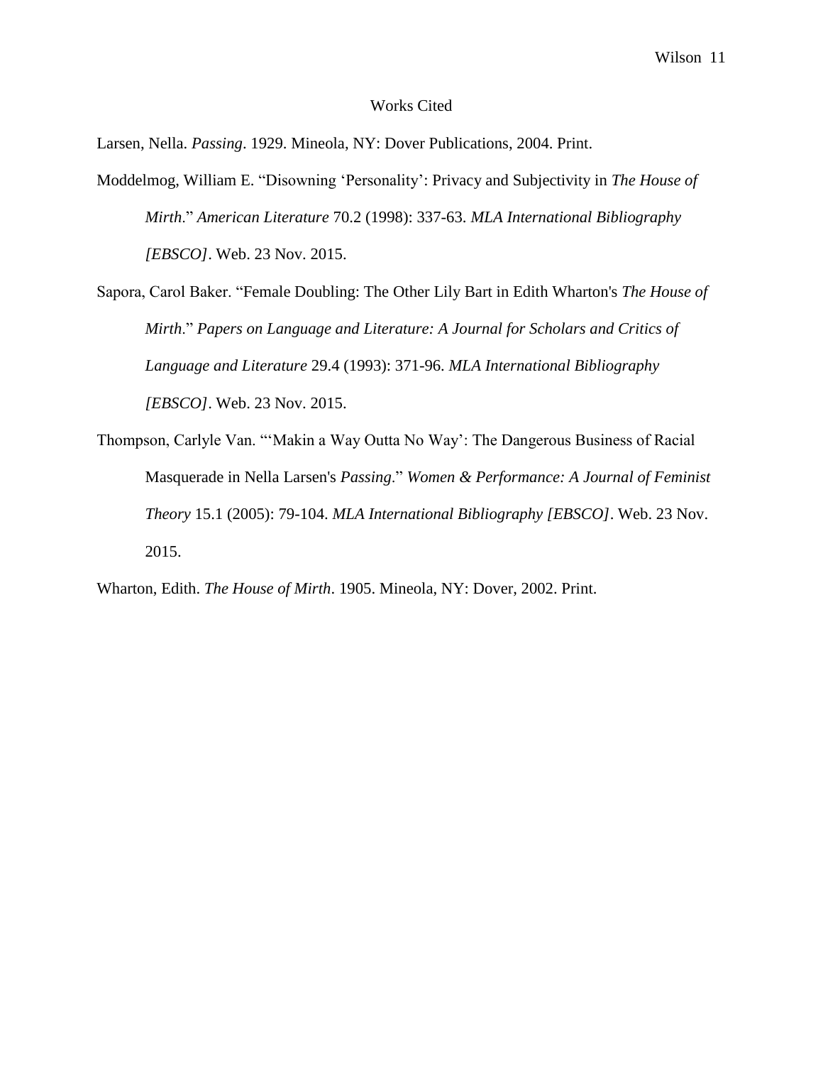# Works Cited

Larsen, Nella. *Passing*. 1929. Mineola, NY: Dover Publications, 2004. Print.

Moddelmog, William E. "Disowning 'Personality': Privacy and Subjectivity in *The House of Mirth*." *American Literature* 70.2 (1998): 337-63. *MLA International Bibliography [EBSCO]*. Web. 23 Nov. 2015.

Sapora, Carol Baker. "Female Doubling: The Other Lily Bart in Edith Wharton's *The House of Mirth*." *Papers on Language and Literature: A Journal for Scholars and Critics of Language and Literature* 29.4 (1993): 371-96. *MLA International Bibliography [EBSCO]*. Web. 23 Nov. 2015.

Thompson, Carlyle Van. "'Makin a Way Outta No Way': The Dangerous Business of Racial Masquerade in Nella Larsen's *Passing*." *Women & Performance: A Journal of Feminist Theory* 15.1 (2005): 79-104. *MLA International Bibliography [EBSCO]*. Web. 23 Nov. 2015.

Wharton, Edith. *The House of Mirth*. 1905. Mineola, NY: Dover, 2002. Print.